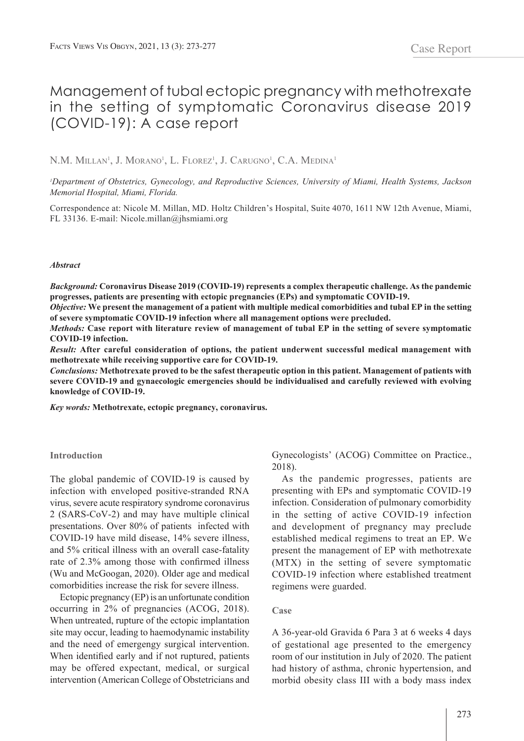Case Report

# Management of tubal ectopic pregnancy with methotrexate in the setting of symptomatic Coronavirus disease 2019 (COVID-19): A case report

N.M. Millan[1], J. Morano[1], L. Florez[1], J. Carugno[1], C.A. Medina[1]

[1]*Department of Obstetrics, Gynecology, and Reproductive Sciences, University of Miami, Health Systems, Jackson Memorial Hospital, Miami, Florida.*

Correspondence at: Nicole M. Millan, MD. Holtz Children's Hospital, Suite 4070, 1611 NW 12th Avenue, Miami, FL 33136. E-mail: Nicole.millan@jhsmiami.org

***Abstract***

***Background:*** **Coronavirus Disease 2019 (COVID-19) represents a complex therapeutic challenge. As the pandemic progresses, patients are presenting with ectopic pregnancies (EPs) and symptomatic COVID-19.**

***Objective:*** **We present the management of a patient with multiple medical comorbidities and tubal EP in the setting of severe symptomatic COVID-19 infection where all management options were precluded.**

***Methods:*** **Case report with literature review of management of tubal EP in the setting of severe symptomatic COVID-19 infection.**

***Result:*** **After careful consideration of options, the patient underwent successful medical management with methotrexate while receiving supportive care for COVID-19.**

***Conclusions:*** **Methotrexate proved to be the safest therapeutic option in this patient. Management of patients with severe COVID-19 and gynaecologic emergencies should be individualised and carefully reviewed with evolving knowledge of COVID-19.**

***Key words:*** **Methotrexate, ectopic pregnancy, coronavirus.**

## Introduction

The global pandemic of COVID-19 is caused by infection with enveloped positive-stranded RNA virus, severe acute respiratory syndrome coronavirus 2 (SARS-CoV-2) and may have multiple clinical presentations. Over 80% of patients infected with COVID-19 have mild disease, 14% severe illness, and 5% critical illness with an overall case-fatality rate of 2.3% among those with confirmed illness (Wu and McGoogan, 2020). Older age and medical comorbidities increase the risk for severe illness.

Ectopic pregnancy (EP) is an unfortunate condition occurring in 2% of pregnancies (ACOG, 2018). When untreated, rupture of the ectopic implantation site may occur, leading to haemodynamic instability and the need of emergengy surgical intervention. When identified early and if not ruptured, patients may be offered expectant, medical, or surgical intervention (American College of Obstetricians and Gynecologists' (ACOG) Committee on Practice., 2018).

As the pandemic progresses, patients are presenting with EPs and symptomatic COVID-19 infection. Consideration of pulmonary comorbidity in the setting of active COVID-19 infection and development of pregnancy may preclude established medical regimens to treat an EP. We present the management of EP with methotrexate (MTX) in the setting of severe symptomatic COVID-19 infection where established treatment regimens were guarded.

## Case

A 36-year-old Gravida 6 Para 3 at 6 weeks 4 days of gestational age presented to the emergency room of our institution in July of 2020. The patient had history of asthma, chronic hypertension, and morbid obesity class III with a body mass index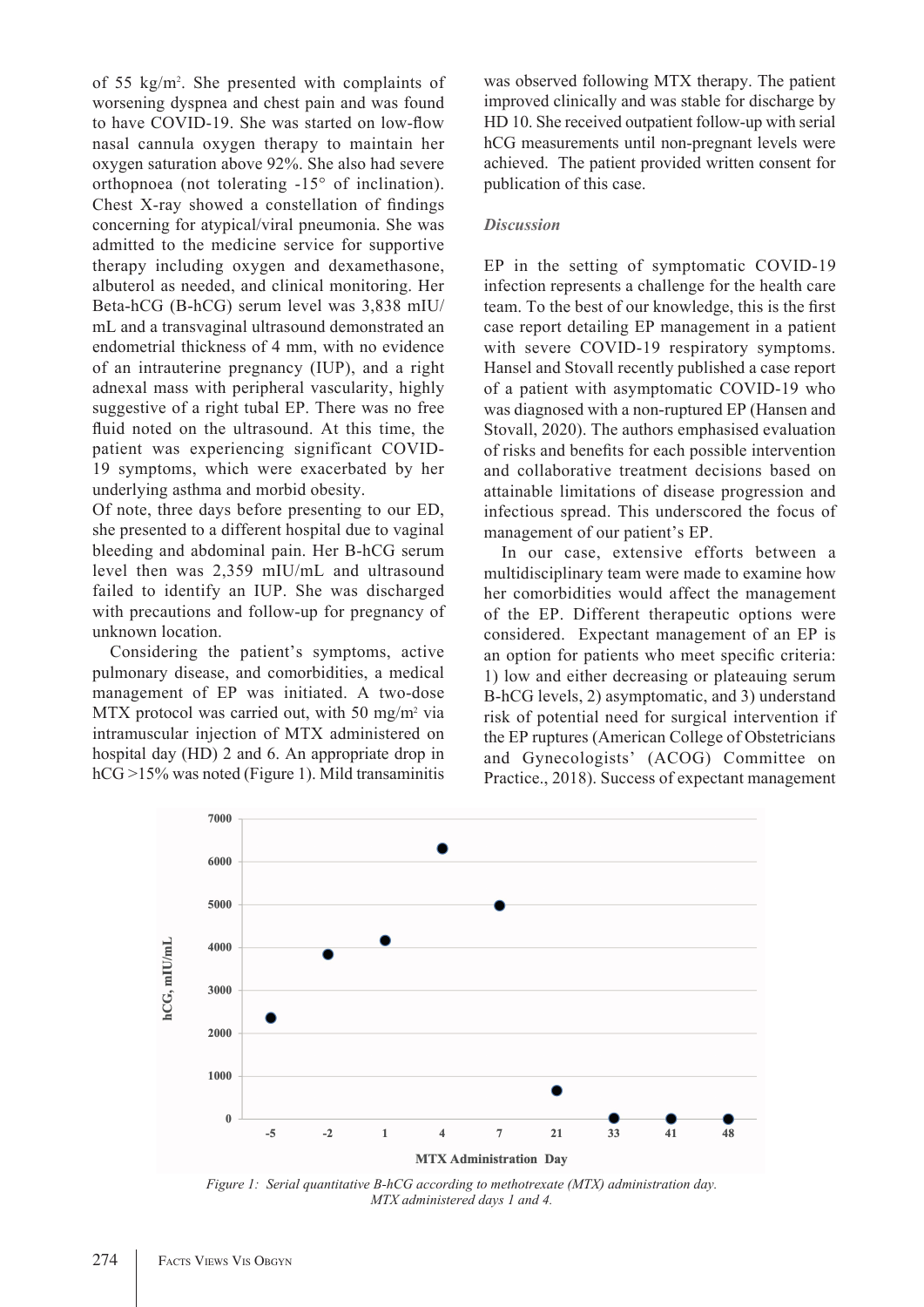of 55 kg/m². She presented with complaints of worsening dyspnea and chest pain and was found to have COVID-19. She was started on low-flow nasal cannula oxygen therapy to maintain her oxygen saturation above 92%. She also had severe orthopnoea (not tolerating -15° of inclination). Chest X-ray showed a constellation of findings concerning for atypical/viral pneumonia. She was admitted to the medicine service for supportive therapy including oxygen and dexamethasone, albuterol as needed, and clinical monitoring. Her Beta-hCG (B-hCG) serum level was 3,838 mIU/mL and a transvaginal ultrasound demonstrated an endometrial thickness of 4 mm, with no evidence of an intrauterine pregnancy (IUP), and a right adnexal mass with peripheral vascularity, highly suggestive of a right tubal EP. There was no free fluid noted on the ultrasound. At this time, the patient was experiencing significant COVID-19 symptoms, which were exacerbated by her underlying asthma and morbid obesity.

Of note, three days before presenting to our ED, she presented to a different hospital due to vaginal bleeding and abdominal pain. Her B-hCG serum level then was 2,359 mIU/mL and ultrasound failed to identify an IUP. She was discharged with precautions and follow-up for pregnancy of unknown location.

Considering the patient's symptoms, active pulmonary disease, and comorbidities, a medical management of EP was initiated. A two-dose MTX protocol was carried out, with 50 mg/m² via intramuscular injection of MTX administered on hospital day (HD) 2 and 6. An appropriate drop in hCG >15% was noted (Figure 1). Mild transaminitis was observed following MTX therapy. The patient improved clinically and was stable for discharge by HD 10. She received outpatient follow-up with serial hCG measurements until non-pregnant levels were achieved. The patient provided written consent for publication of this case.

### *Discussion*

EP in the setting of symptomatic COVID-19 infection represents a challenge for the health care team. To the best of our knowledge, this is the first case report detailing EP management in a patient with severe COVID-19 respiratory symptoms. Hansel and Stovall recently published a case report of a patient with asymptomatic COVID-19 who was diagnosed with a non-ruptured EP (Hansen and Stovall, 2020). The authors emphasised evaluation of risks and benefits for each possible intervention and collaborative treatment decisions based on attainable limitations of disease progression and infectious spread. This underscored the focus of management of our patient's EP.

In our case, extensive efforts between a multidisciplinary team were made to examine how her comorbidities would affect the management of the EP. Different therapeutic options were considered. Expectant management of an EP is an option for patients who meet specific criteria: 1) low and either decreasing or plateauing serum B-hCG levels, 2) asymptomatic, and 3) understand risk of potential need for surgical intervention if the EP ruptures (American College of Obstetricians and Gynecologists' (ACOG) Committee on Practice., 2018). Success of expectant management

*Figure 1: Serial quantitative B-hCG according to methotrexate (MTX) administration day. MTX administered days 1 and 4.*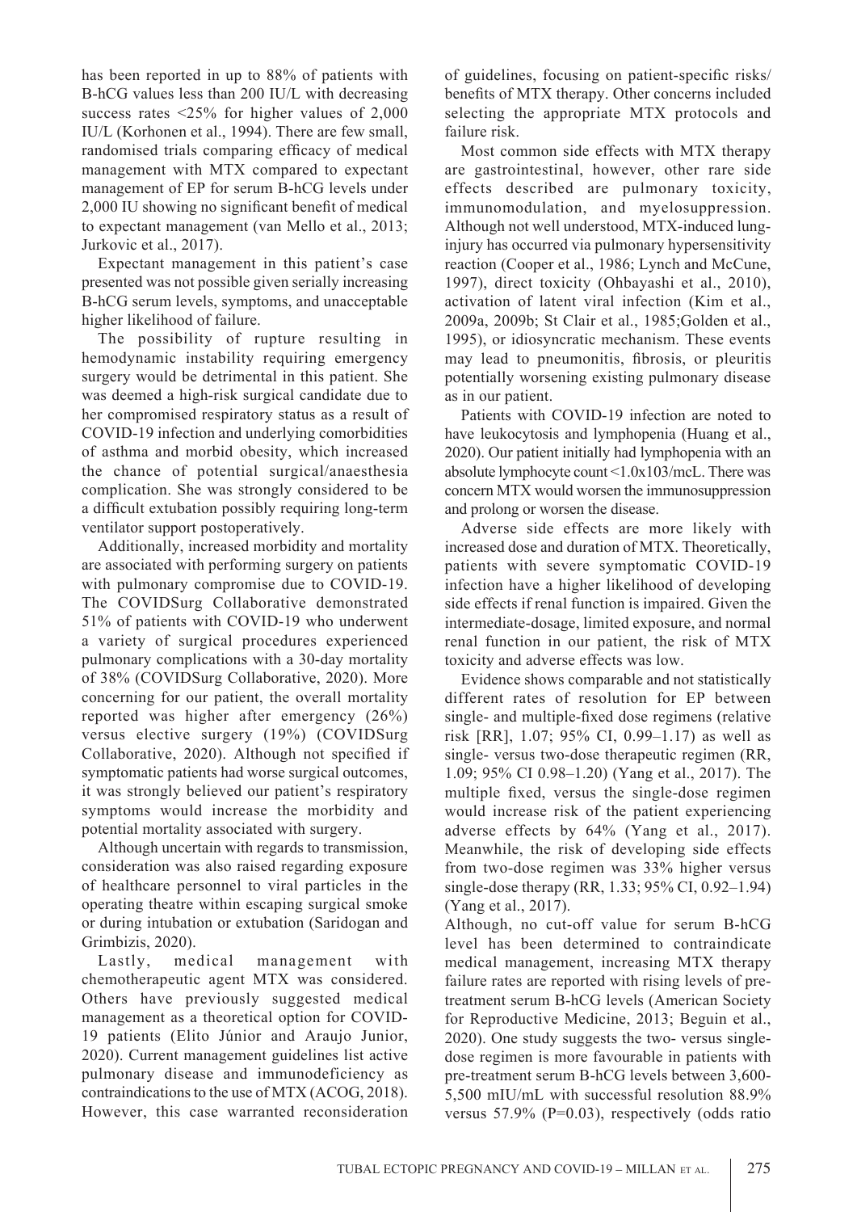has been reported in up to 88% of patients with B-hCG values less than 200 IU/L with decreasing success rates <25% for higher values of 2,000 IU/L (Korhonen et al., 1994). There are few small, randomised trials comparing efficacy of medical management with MTX compared to expectant management of EP for serum B-hCG levels under 2,000 IU showing no significant benefit of medical to expectant management (van Mello et al., 2013; Jurkovic et al., 2017).

Expectant management in this patient's case presented was not possible given serially increasing B-hCG serum levels, symptoms, and unacceptable higher likelihood of failure.

The possibility of rupture resulting in hemodynamic instability requiring emergency surgery would be detrimental in this patient. She was deemed a high-risk surgical candidate due to her compromised respiratory status as a result of COVID-19 infection and underlying comorbidities of asthma and morbid obesity, which increased the chance of potential surgical/anaesthesia complication. She was strongly considered to be a difficult extubation possibly requiring long-term ventilator support postoperatively.

Additionally, increased morbidity and mortality are associated with performing surgery on patients with pulmonary compromise due to COVID-19. The COVIDSurg Collaborative demonstrated 51% of patients with COVID-19 who underwent a variety of surgical procedures experienced pulmonary complications with a 30-day mortality of 38% (COVIDSurg Collaborative, 2020). More concerning for our patient, the overall mortality reported was higher after emergency (26%) versus elective surgery (19%) (COVIDSurg Collaborative, 2020). Although not specified if symptomatic patients had worse surgical outcomes, it was strongly believed our patient's respiratory symptoms would increase the morbidity and potential mortality associated with surgery.

Although uncertain with regards to transmission, consideration was also raised regarding exposure of healthcare personnel to viral particles in the operating theatre within escaping surgical smoke or during intubation or extubation (Saridogan and Grimbizis, 2020).

Lastly, medical management with chemotherapeutic agent MTX was considered. Others have previously suggested medical management as a theoretical option for COVID-19 patients (Elito Júnior and Araujo Junior, 2020). Current management guidelines list active pulmonary disease and immunodeficiency as contraindications to the use of MTX (ACOG, 2018). However, this case warranted reconsideration of guidelines, focusing on patient-specific risks/benefits of MTX therapy. Other concerns included selecting the appropriate MTX protocols and failure risk.

Most common side effects with MTX therapy are gastrointestinal, however, other rare side effects described are pulmonary toxicity, immunomodulation, and myelosuppression. Although not well understood, MTX-induced lung-injury has occurred via pulmonary hypersensitivity reaction (Cooper et al., 1986; Lynch and McCune, 1997), direct toxicity (Ohbayashi et al., 2010), activation of latent viral infection (Kim et al., 2009a, 2009b; St Clair et al., 1985;Golden et al., 1995), or idiosyncratic mechanism. These events may lead to pneumonitis, fibrosis, or pleuritis potentially worsening existing pulmonary disease as in our patient.

Patients with COVID-19 infection are noted to have leukocytosis and lymphopenia (Huang et al., 2020). Our patient initially had lymphopenia with an absolute lymphocyte count $<1.0 \times 10^3$/mcL. There was concern MTX would worsen the immunosuppression and prolong or worsen the disease.

Adverse side effects are more likely with increased dose and duration of MTX. Theoretically, patients with severe symptomatic COVID-19 infection have a higher likelihood of developing side effects if renal function is impaired. Given the intermediate-dosage, limited exposure, and normal renal function in our patient, the risk of MTX toxicity and adverse effects was low.

Evidence shows comparable and not statistically different rates of resolution for EP between single- and multiple-fixed dose regimens (relative risk [RR], 1.07; 95% CI, 0.99–1.17) as well as single- versus two-dose therapeutic regimen (RR, 1.09; 95% CI 0.98–1.20) (Yang et al., 2017). The multiple fixed, versus the single-dose regimen would increase risk of the patient experiencing adverse effects by 64% (Yang et al., 2017). Meanwhile, the risk of developing side effects from two-dose regimen was 33% higher versus single-dose therapy (RR, 1.33; 95% CI, 0.92–1.94) (Yang et al., 2017).

Although, no cut-off value for serum B-hCG level has been determined to contraindicate medical management, increasing MTX therapy failure rates are reported with rising levels of pre-treatment serum B-hCG levels (American Society for Reproductive Medicine, 2013; Beguin et al., 2020). One study suggests the two- versus single-dose regimen is more favourable in patients with pre-treatment serum B-hCG levels between 3,600-5,500 mIU/mL with successful resolution 88.9% versus 57.9% ($P=0.03$), respectively (odds ratio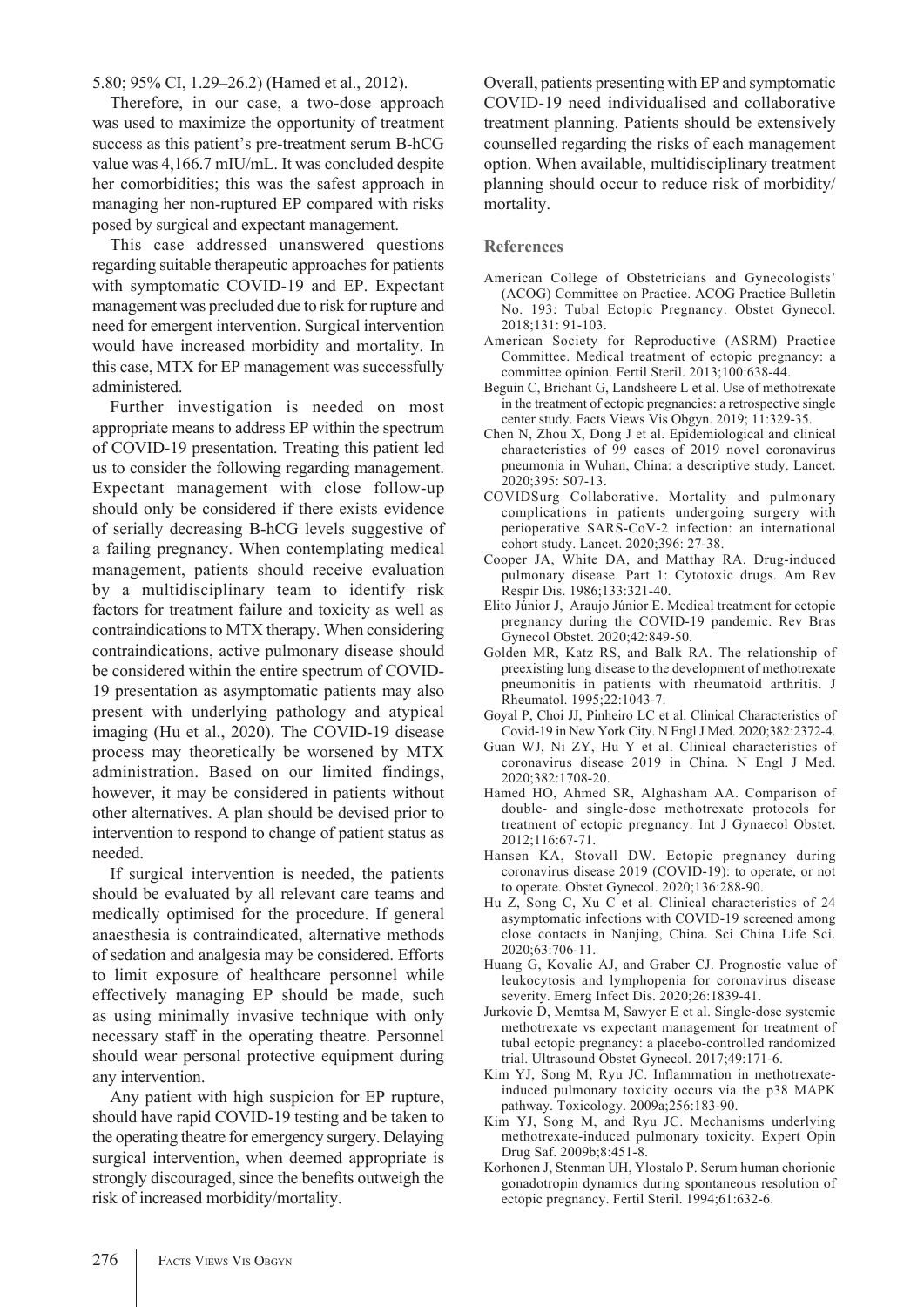5.80; 95% CI, 1.29–26.2) (Hamed et al., 2012).

Therefore, in our case, a two-dose approach was used to maximize the opportunity of treatment success as this patient's pre-treatment serum B-hCG value was 4,166.7 mIU/mL. It was concluded despite her comorbidities; this was the safest approach in managing her non-ruptured EP compared with risks posed by surgical and expectant management.

This case addressed unanswered questions regarding suitable therapeutic approaches for patients with symptomatic COVID-19 and EP. Expectant management was precluded due to risk for rupture and need for emergent intervention. Surgical intervention would have increased morbidity and mortality. In this case, MTX for EP management was successfully administered.

Further investigation is needed on most appropriate means to address EP within the spectrum of COVID-19 presentation. Treating this patient led us to consider the following regarding management. Expectant management with close follow-up should only be considered if there exists evidence of serially decreasing B-hCG levels suggestive of a failing pregnancy. When contemplating medical management, patients should receive evaluation by a multidisciplinary team to identify risk factors for treatment failure and toxicity as well as contraindications to MTX therapy. When considering contraindications, active pulmonary disease should be considered within the entire spectrum of COVID-19 presentation as asymptomatic patients may also present with underlying pathology and atypical imaging (Hu et al., 2020). The COVID-19 disease process may theoretically be worsened by MTX administration. Based on our limited findings, however, it may be considered in patients without other alternatives. A plan should be devised prior to intervention to respond to change of patient status as needed.

If surgical intervention is needed, the patients should be evaluated by all relevant care teams and medically optimised for the procedure. If general anaesthesia is contraindicated, alternative methods of sedation and analgesia may be considered. Efforts to limit exposure of healthcare personnel while effectively managing EP should be made, such as using minimally invasive technique with only necessary staff in the operating theatre. Personnel should wear personal protective equipment during any intervention.

Any patient with high suspicion for EP rupture, should have rapid COVID-19 testing and be taken to the operating theatre for emergency surgery. Delaying surgical intervention, when deemed appropriate is strongly discouraged, since the benefits outweigh the risk of increased morbidity/mortality.

Overall, patients presenting with EP and symptomatic COVID-19 need individualised and collaborative treatment planning. Patients should be extensively counselled regarding the risks of each management option. When available, multidisciplinary treatment planning should occur to reduce risk of morbidity/mortality.

## References

American College of Obstetricians and Gynecologists' (ACOG) Committee on Practice. ACOG Practice Bulletin No. 193: Tubal Ectopic Pregnancy. Obstet Gynecol. 2018;131: 91-103.

American Society for Reproductive (ASRM) Practice Committee. Medical treatment of ectopic pregnancy: a committee opinion. Fertil Steril. 2013;100:638-44.

Beguin C, Brichant G, Landsheere L et al. Use of methotrexate in the treatment of ectopic pregnancies: a retrospective single center study. Facts Views Vis Obgyn. 2019; 11:329-35.

Chen N, Zhou X, Dong J et al. Epidemiological and clinical characteristics of 99 cases of 2019 novel coronavirus pneumonia in Wuhan, China: a descriptive study. Lancet. 2020;395: 507-13.

COVIDSurg Collaborative. Mortality and pulmonary complications in patients undergoing surgery with perioperative SARS-CoV-2 infection: an international cohort study. Lancet. 2020;396: 27-38.

Cooper JA, White DA, and Matthay RA. Drug-induced pulmonary disease. Part 1: Cytotoxic drugs. Am Rev Respir Dis. 1986;133:321-40.

Elito Júnior J, Araujo Júnior E. Medical treatment for ectopic pregnancy during the COVID-19 pandemic. Rev Bras Gynecol Obstet. 2020;42:849-50.

Golden MR, Katz RS, and Balk RA. The relationship of preexisting lung disease to the development of methotrexate pneumonitis in patients with rheumatoid arthritis. J Rheumatol. 1995;22:1043-7.

Goyal P, Choi JJ, Pinheiro LC et al. Clinical Characteristics of Covid-19 in New York City. N Engl J Med. 2020;382:2372-4.

Guan WJ, Ni ZY, Hu Y et al. Clinical characteristics of coronavirus disease 2019 in China. N Engl J Med. 2020;382:1708-20.

Hamed HO, Ahmed SR, Alghasham AA. Comparison of double- and single-dose methotrexate protocols for treatment of ectopic pregnancy. Int J Gynaecol Obstet. 2012;116:67-71.

Hansen KA, Stovall DW. Ectopic pregnancy during coronavirus disease 2019 (COVID-19): to operate, or not to operate. Obstet Gynecol. 2020;136:288-90.

Hu Z, Song C, Xu C et al. Clinical characteristics of 24 asymptomatic infections with COVID-19 screened among close contacts in Nanjing, China. Sci China Life Sci. 2020;63:706-11.

Huang G, Kovalic AJ, and Graber CJ. Prognostic value of leukocytosis and lymphopenia for coronavirus disease severity. Emerg Infect Dis. 2020;26:1839-41.

Jurkovic D, Memtsa M, Sawyer E et al. Single-dose systemic methotrexate vs expectant management for treatment of tubal ectopic pregnancy: a placebo-controlled randomized trial. Ultrasound Obstet Gynecol. 2017;49:171-6.

Kim YJ, Song M, Ryu JC. Inflammation in methotrexate-induced pulmonary toxicity occurs via the p38 MAPK pathway. Toxicology. 2009a;256:183-90.

Kim YJ, Song M, and Ryu JC. Mechanisms underlying methotrexate-induced pulmonary toxicity. Expert Opin Drug Saf. 2009b;8:451-8.

Korhonen J, Stenman UH, Ylostalo P. Serum human chorionic gonadotropin dynamics during spontaneous resolution of ectopic pregnancy. Fertil Steril. 1994;61:632-6.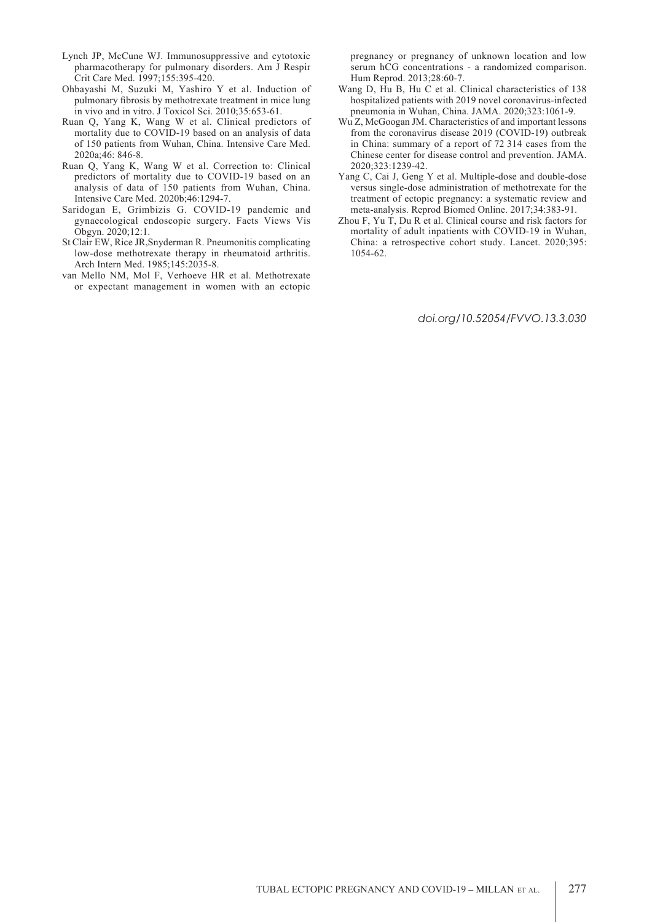Lynch JP, McCune WJ. Immunosuppressive and cytotoxic pharmacotherapy for pulmonary disorders. Am J Respir Crit Care Med. 1997;155:395-420.

Ohbayashi M, Suzuki M, Yashiro Y et al. Induction of pulmonary fibrosis by methotrexate treatment in mice lung in vivo and in vitro. J Toxicol Sci. 2010;35:653-61.

Ruan Q, Yang K, Wang W et al. Clinical predictors of mortality due to COVID-19 based on an analysis of data of 150 patients from Wuhan, China. Intensive Care Med. 2020a;46: 846-8.

Ruan Q, Yang K, Wang W et al. Correction to: Clinical predictors of mortality due to COVID-19 based on an analysis of data of 150 patients from Wuhan, China. Intensive Care Med. 2020b;46:1294-7.

Saridogan E, Grimbizis G. COVID-19 pandemic and gynaecological endoscopic surgery. Facts Views Vis Obgyn. 2020;12:1.

St Clair EW, Rice JR,Snyderman R. Pneumonitis complicating low-dose methotrexate therapy in rheumatoid arthritis. Arch Intern Med. 1985;145:2035-8.

van Mello NM, Mol F, Verhoeve HR et al. Methotrexate or expectant management in women with an ectopic pregnancy or pregnancy of unknown location and low serum hCG concentrations - a randomized comparison. Hum Reprod. 2013;28:60-7.

Wang D, Hu B, Hu C et al. Clinical characteristics of 138 hospitalized patients with 2019 novel coronavirus-infected pneumonia in Wuhan, China. JAMA. 2020;323:1061-9.

Wu Z, McGoogan JM. Characteristics of and important lessons from the coronavirus disease 2019 (COVID-19) outbreak in China: summary of a report of 72 314 cases from the Chinese center for disease control and prevention. JAMA. 2020;323:1239-42.

Yang C, Cai J, Geng Y et al. Multiple-dose and double-dose versus single-dose administration of methotrexate for the treatment of ectopic pregnancy: a systematic review and meta-analysis. Reprod Biomed Online. 2017;34:383-91.

Zhou F, Yu T, Du R et al. Clinical course and risk factors for mortality of adult inpatients with COVID-19 in Wuhan, China: a retrospective cohort study. Lancet. 2020;395: 1054-62.

*doi.org/10.52054/FVVO.13.3.030*